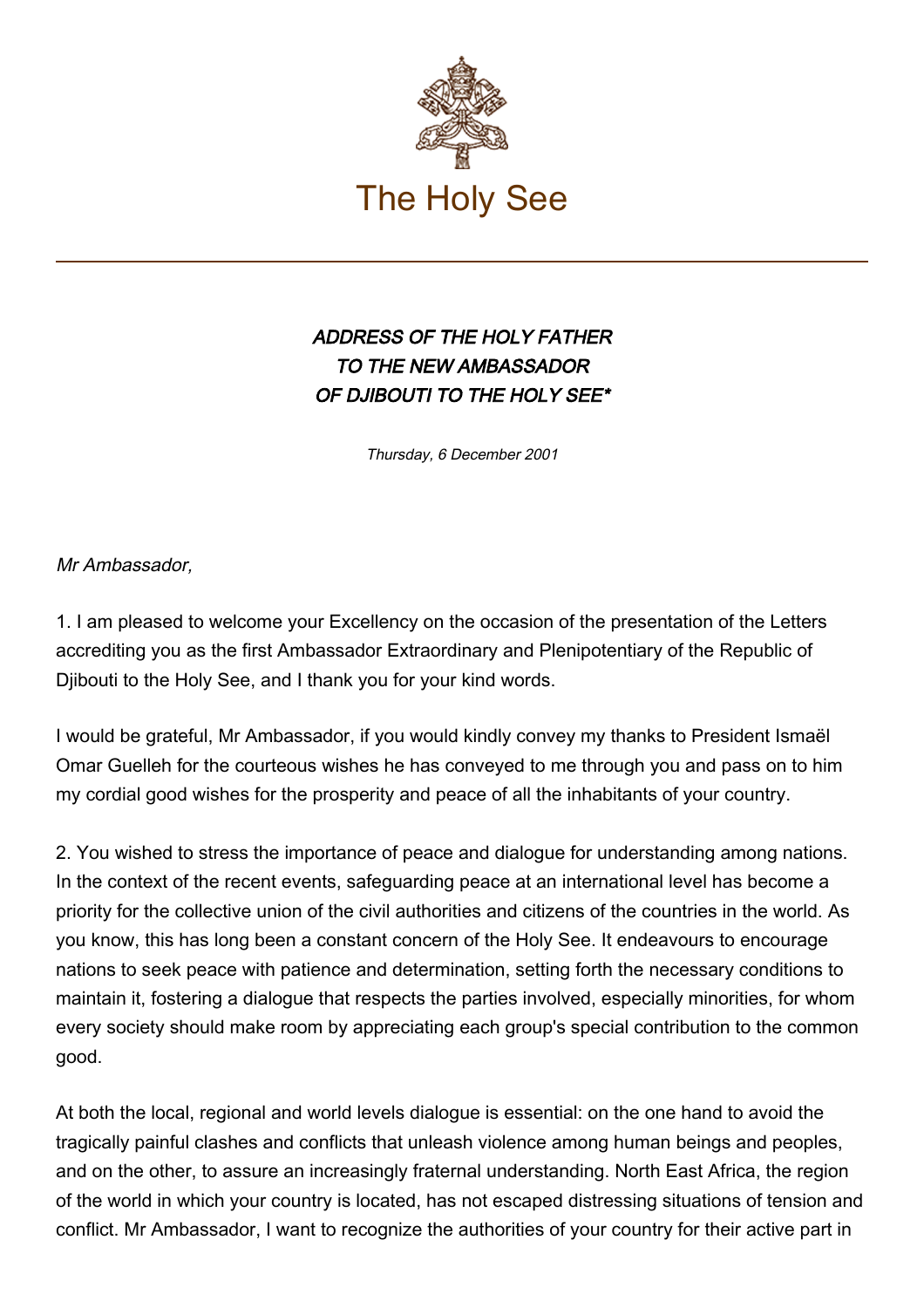The Holy See

### *ADDRESS OF THE HOLY FATHER TO THE NEW AMBASSADOR OF DJIBOUTI TO THE HOLY SEE**

*Thursday, 6 December 2001*

*Mr Ambassador,*

1. I am pleased to welcome your Excellency on the occasion of the presentation of the Letters accrediting you as the first Ambassador Extraordinary and Plenipotentiary of the Republic of Djibouti to the Holy See, and I thank you for your kind words.

I would be grateful, Mr Ambassador, if you would kindly convey my thanks to President Ismaël Omar Guelleh for the courteous wishes he has conveyed to me through you and pass on to him my cordial good wishes for the prosperity and peace of all the inhabitants of your country.

2. You wished to stress the importance of peace and dialogue for understanding among nations. In the context of the recent events, safeguarding peace at an international level has become a priority for the collective union of the civil authorities and citizens of the countries in the world. As you know, this has long been a constant concern of the Holy See. It endeavours to encourage nations to seek peace with patience and determination, setting forth the necessary conditions to maintain it, fostering a dialogue that respects the parties involved, especially minorities, for whom every society should make room by appreciating each group's special contribution to the common good.

At both the local, regional and world levels dialogue is essential: on the one hand to avoid the tragically painful clashes and conflicts that unleash violence among human beings and peoples, and on the other, to assure an increasingly fraternal understanding. North East Africa, the region of the world in which your country is located, has not escaped distressing situations of tension and conflict. Mr Ambassador, I want to recognize the authorities of your country for their active part in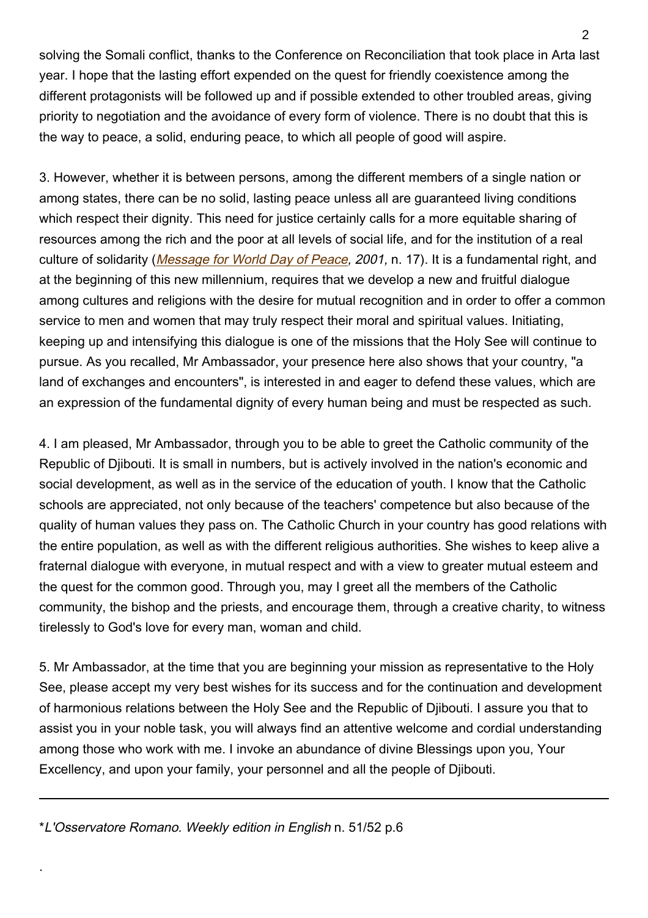solving the Somali conflict, thanks to the Conference on Reconciliation that took place in Arta last year. I hope that the lasting effort expended on the quest for friendly coexistence among the different protagonists will be followed up and if possible extended to other troubled areas, giving priority to negotiation and the avoidance of every form of violence. There is no doubt that this is the way to peace, a solid, enduring peace, to which all people of good will aspire.

3. However, whether it is between persons, among the different members of a single nation or among states, there can be no solid, lasting peace unless all are guaranteed living conditions which respect their dignity. This need for justice certainly calls for a more equitable sharing of resources among the rich and the poor at all levels of social life, and for the institution of a real culture of solidarity (*Message for World Day of Peace, 2001,* n. 17). It is a fundamental right, and at the beginning of this new millennium, requires that we develop a new and fruitful dialogue among cultures and religions with the desire for mutual recognition and in order to offer a common service to men and women that may truly respect their moral and spiritual values. Initiating, keeping up and intensifying this dialogue is one of the missions that the Holy See will continue to pursue. As you recalled, Mr Ambassador, your presence here also shows that your country, "a land of exchanges and encounters", is interested in and eager to defend these values, which are an expression of the fundamental dignity of every human being and must be respected as such.

4. I am pleased, Mr Ambassador, through you to be able to greet the Catholic community of the Republic of Djibouti. It is small in numbers, but is actively involved in the nation's economic and social development, as well as in the service of the education of youth. I know that the Catholic schools are appreciated, not only because of the teachers' competence but also because of the quality of human values they pass on. The Catholic Church in your country has good relations with the entire population, as well as with the different religious authorities. She wishes to keep alive a fraternal dialogue with everyone, in mutual respect and with a view to greater mutual esteem and the quest for the common good. Through you, may I greet all the members of the Catholic community, the bishop and the priests, and encourage them, through a creative charity, to witness tirelessly to God's love for every man, woman and child.

5. Mr Ambassador, at the time that you are beginning your mission as representative to the Holy See, please accept my very best wishes for its success and for the continuation and development of harmonious relations between the Holy See and the Republic of Djibouti. I assure you that to assist you in your noble task, you will always find an attentive welcome and cordial understanding among those who work with me. I invoke an abundance of divine Blessings upon you, Your Excellency, and upon your family, your personnel and all the people of Djibouti.

---

**L'Osservatore Romano. Weekly edition in English* n. 51/52 p.6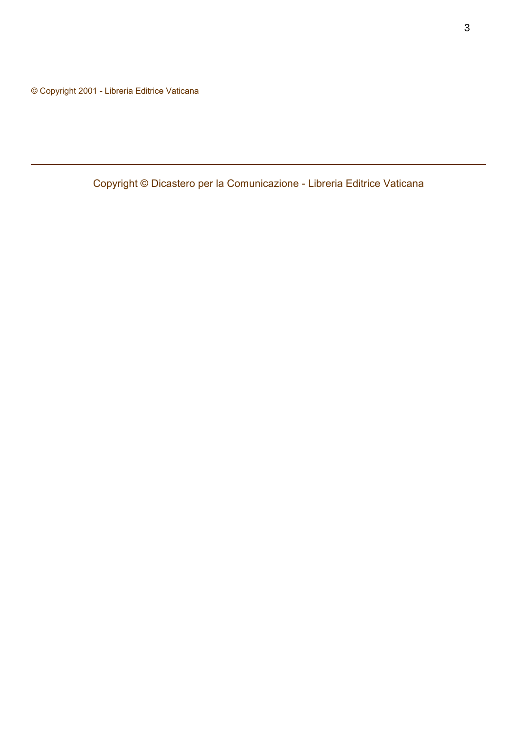© Copyright 2001 - Libreria Editrice Vaticana

---

Copyright © Dicastero per la Comunicazione - Libreria Editrice Vaticana